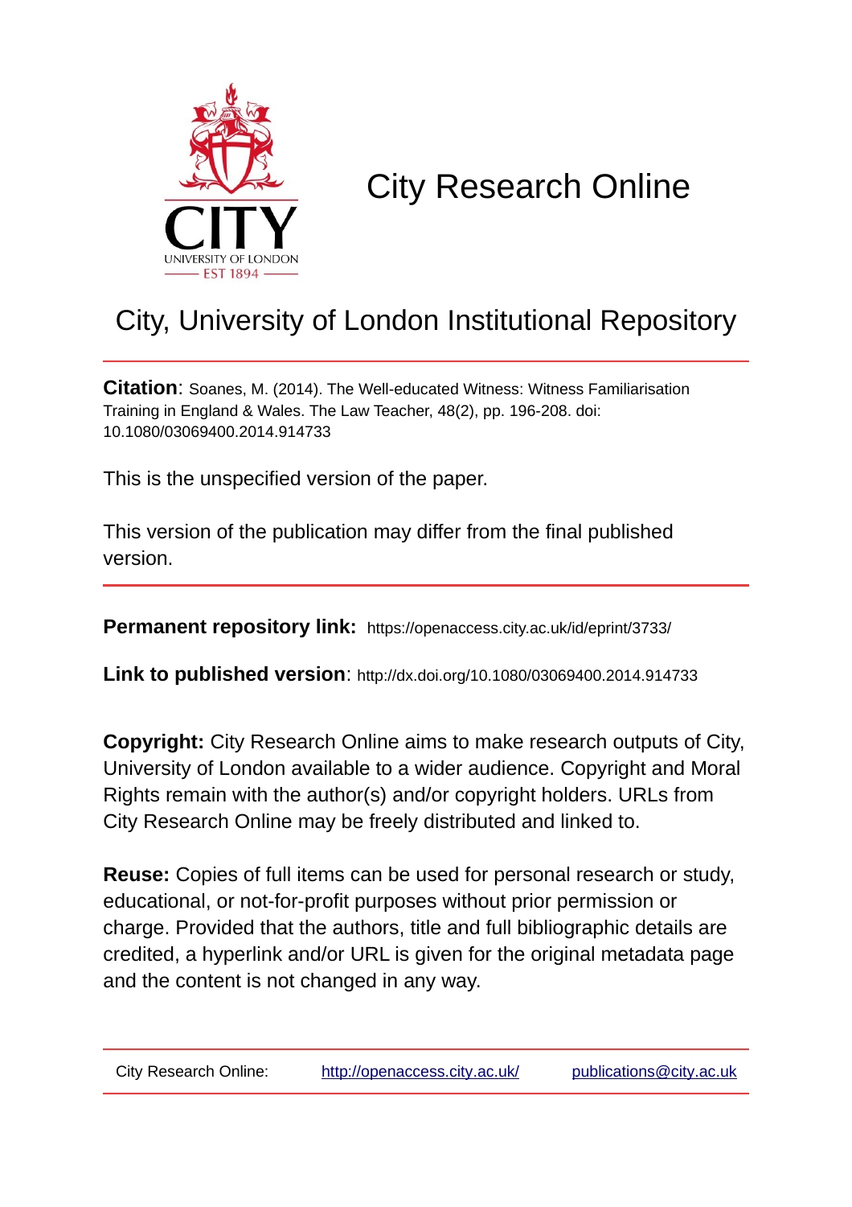CITY
UNIVERSITY OF LONDON
EST 1894

# City Research Online

## City, University of London Institutional Repository

**Citation**: Soanes, M. (2014). The Well-educated Witness: Witness Familiarisation Training in England & Wales. The Law Teacher, 48(2), pp. 196-208. doi: 10.1080/03069400.2014.914733

This is the unspecified version of the paper.

This version of the publication may differ from the final published version.

**Permanent repository link:** https://openaccess.city.ac.uk/id/eprint/3733/

**Link to published version**: http://dx.doi.org/10.1080/03069400.2014.914733

**Copyright:** City Research Online aims to make research outputs of City, University of London available to a wider audience. Copyright and Moral Rights remain with the author(s) and/or copyright holders. URLs from City Research Online may be freely distributed and linked to.

**Reuse:** Copies of full items can be used for personal research or study, educational, or not-for-profit purposes without prior permission or charge. Provided that the authors, title and full bibliographic details are credited, a hyperlink and/or URL is given for the original metadata page and the content is not changed in any way.

City Research Online: http://openaccess.city.ac.uk/ publications@city.ac.uk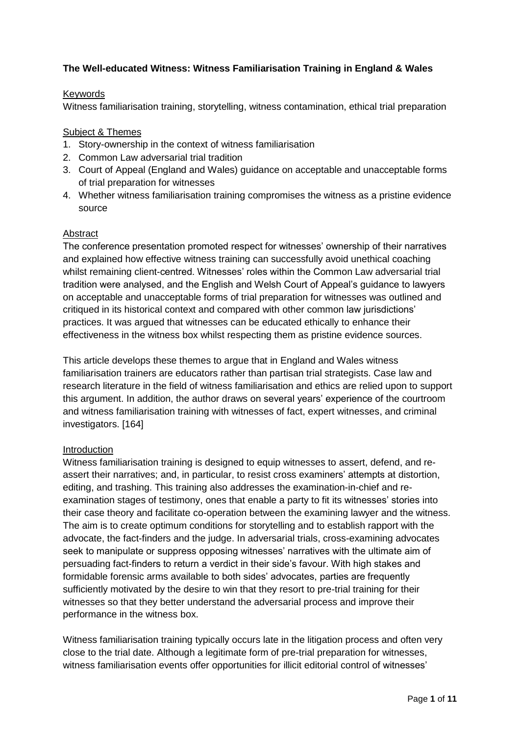**The Well-educated Witness: Witness Familiarisation Training in England & Wales**

Keywords

Witness familiarisation training, storytelling, witness contamination, ethical trial preparation

Subject & Themes

1. Story-ownership in the context of witness familiarisation
2. Common Law adversarial trial tradition
3. Court of Appeal (England and Wales) guidance on acceptable and unacceptable forms of trial preparation for witnesses
4. Whether witness familiarisation training compromises the witness as a pristine evidence source

Abstract

The conference presentation promoted respect for witnesses' ownership of their narratives and explained how effective witness training can successfully avoid unethical coaching whilst remaining client-centred. Witnesses' roles within the Common Law adversarial trial tradition were analysed, and the English and Welsh Court of Appeal's guidance to lawyers on acceptable and unacceptable forms of trial preparation for witnesses was outlined and critiqued in its historical context and compared with other common law jurisdictions' practices. It was argued that witnesses can be educated ethically to enhance their effectiveness in the witness box whilst respecting them as pristine evidence sources.

This article develops these themes to argue that in England and Wales witness familiarisation trainers are educators rather than partisan trial strategists. Case law and research literature in the field of witness familiarisation and ethics are relied upon to support this argument. In addition, the author draws on several years' experience of the courtroom and witness familiarisation training with witnesses of fact, expert witnesses, and criminal investigators. [164]

Introduction

Witness familiarisation training is designed to equip witnesses to assert, defend, and re-assert their narratives; and, in particular, to resist cross examiners' attempts at distortion, editing, and trashing. This training also addresses the examination-in-chief and re-examination stages of testimony, ones that enable a party to fit its witnesses' stories into their case theory and facilitate co-operation between the examining lawyer and the witness. The aim is to create optimum conditions for storytelling and to establish rapport with the advocate, the fact-finders and the judge. In adversarial trials, cross-examining advocates seek to manipulate or suppress opposing witnesses' narratives with the ultimate aim of persuading fact-finders to return a verdict in their side's favour. With high stakes and formidable forensic arms available to both sides' advocates, parties are frequently sufficiently motivated by the desire to win that they resort to pre-trial training for their witnesses so that they better understand the adversarial process and improve their performance in the witness box.

Witness familiarisation training typically occurs late in the litigation process and often very close to the trial date. Although a legitimate form of pre-trial preparation for witnesses, witness familiarisation events offer opportunities for illicit editorial control of witnesses'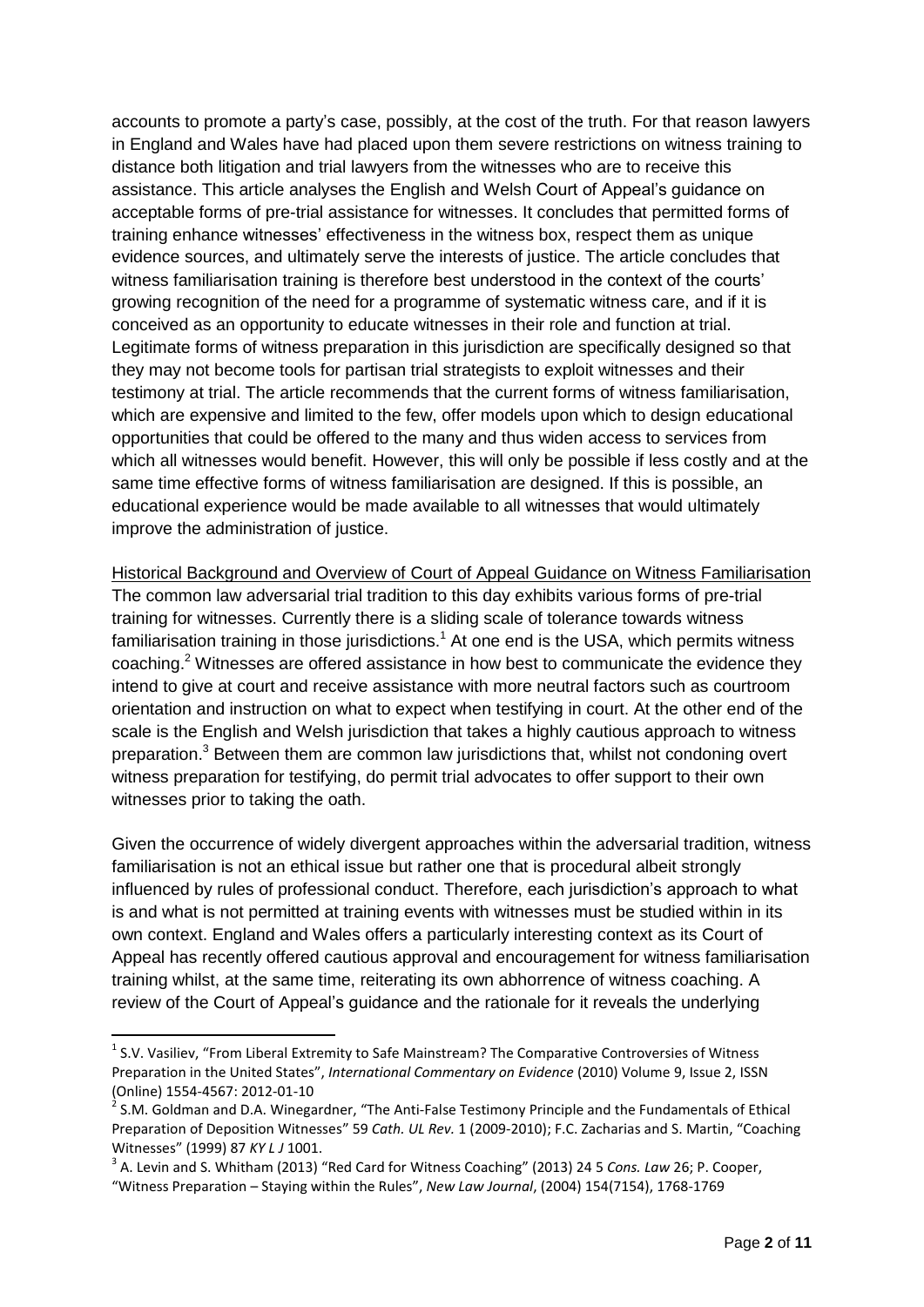accounts to promote a party's case, possibly, at the cost of the truth. For that reason lawyers in England and Wales have had placed upon them severe restrictions on witness training to distance both litigation and trial lawyers from the witnesses who are to receive this assistance. This article analyses the English and Welsh Court of Appeal's guidance on acceptable forms of pre-trial assistance for witnesses. It concludes that permitted forms of training enhance witnesses' effectiveness in the witness box, respect them as unique evidence sources, and ultimately serve the interests of justice. The article concludes that witness familiarisation training is therefore best understood in the context of the courts' growing recognition of the need for a programme of systematic witness care, and if it is conceived as an opportunity to educate witnesses in their role and function at trial. Legitimate forms of witness preparation in this jurisdiction are specifically designed so that they may not become tools for partisan trial strategists to exploit witnesses and their testimony at trial. The article recommends that the current forms of witness familiarisation, which are expensive and limited to the few, offer models upon which to design educational opportunities that could be offered to the many and thus widen access to services from which all witnesses would benefit. However, this will only be possible if less costly and at the same time effective forms of witness familiarisation are designed. If this is possible, an educational experience would be made available to all witnesses that would ultimately improve the administration of justice.

<u>Historical Background and Overview of Court of Appeal Guidance on Witness Familiarisation</u>

The common law adversarial trial tradition to this day exhibits various forms of pre-trial training for witnesses. Currently there is a sliding scale of tolerance towards witness familiarisation training in those jurisdictions.[1] At one end is the USA, which permits witness coaching.[2] Witnesses are offered assistance in how best to communicate the evidence they intend to give at court and receive assistance with more neutral factors such as courtroom orientation and instruction on what to expect when testifying in court. At the other end of the scale is the English and Welsh jurisdiction that takes a highly cautious approach to witness preparation.[3] Between them are common law jurisdictions that, whilst not condoning overt witness preparation for testifying, do permit trial advocates to offer support to their own witnesses prior to taking the oath.

Given the occurrence of widely divergent approaches within the adversarial tradition, witness familiarisation is not an ethical issue but rather one that is procedural albeit strongly influenced by rules of professional conduct. Therefore, each jurisdiction's approach to what is and what is not permitted at training events with witnesses must be studied within in its own context. England and Wales offers a particularly interesting context as its Court of Appeal has recently offered cautious approval and encouragement for witness familiarisation training whilst, at the same time, reiterating its own abhorrence of witness coaching. A review of the Court of Appeal's guidance and the rationale for it reveals the underlying

---

[1] S.V. Vasiliev, "From Liberal Extremity to Safe Mainstream? The Comparative Controversies of Witness Preparation in the United States", *International Commentary on Evidence* (2010) Volume 9, Issue 2, ISSN (Online) 1554-4567: 2012-01-10

[2] S.M. Goldman and D.A. Winegardner, "The Anti-False Testimony Principle and the Fundamentals of Ethical Preparation of Deposition Witnesses" 59 *Cath. UL Rev.* 1 (2009-2010); F.C. Zacharias and S. Martin, "Coaching Witnesses" (1999) 87 *KY L J* 1001.

[3] A. Levin and S. Whitham (2013) "Red Card for Witness Coaching" (2013) 24 5 *Cons. Law* 26; P. Cooper, "Witness Preparation – Staying within the Rules", *New Law Journal*, (2004) 154(7154), 1768-1769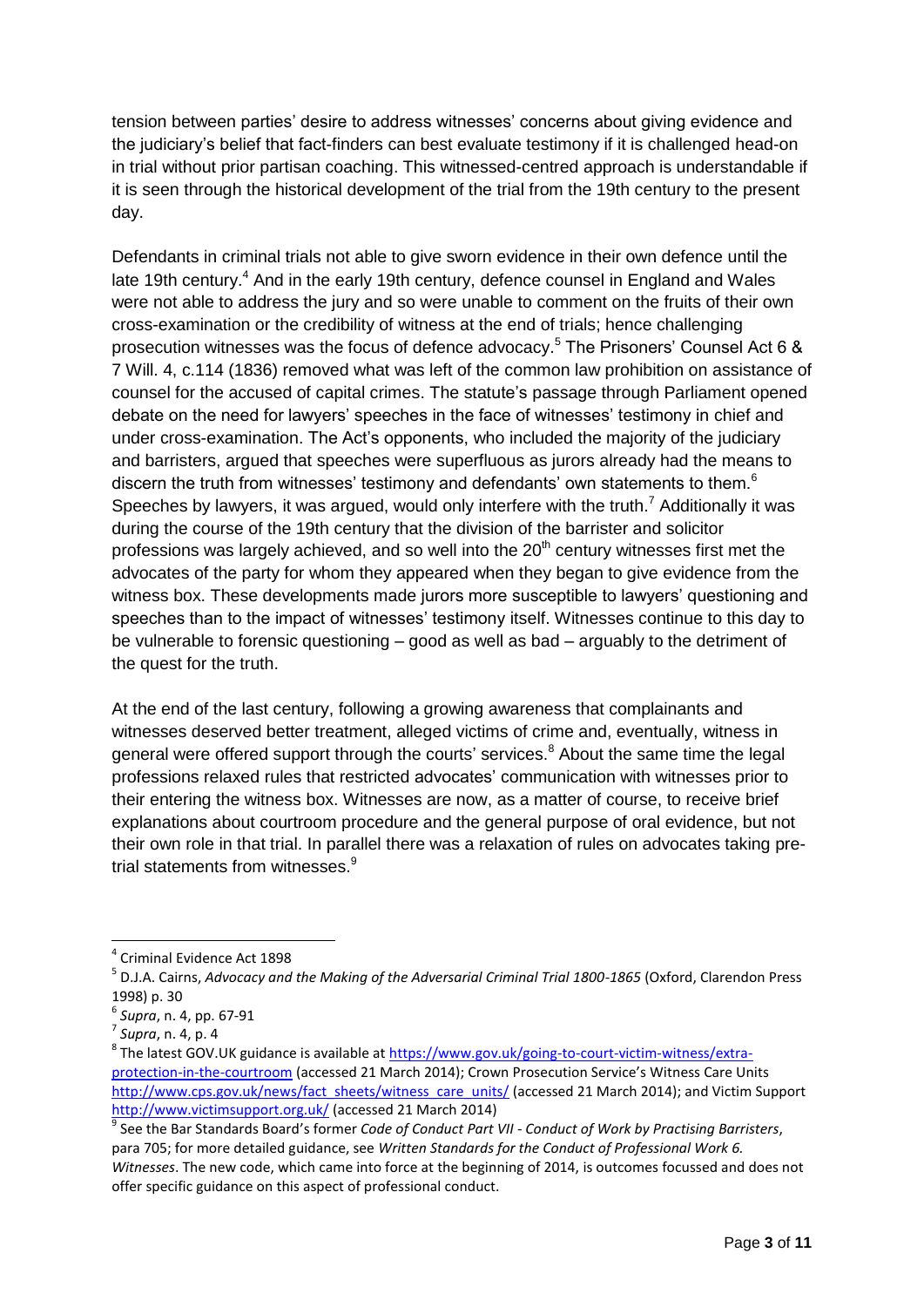tension between parties' desire to address witnesses' concerns about giving evidence and the judiciary's belief that fact-finders can best evaluate testimony if it is challenged head-on in trial without prior partisan coaching. This witnessed-centred approach is understandable if it is seen through the historical development of the trial from the 19th century to the present day.

Defendants in criminal trials not able to give sworn evidence in their own defence until the late 19th century.[4] And in the early 19th century, defence counsel in England and Wales were not able to address the jury and so were unable to comment on the fruits of their own cross-examination or the credibility of witness at the end of trials; hence challenging prosecution witnesses was the focus of defence advocacy.[5] The Prisoners' Counsel Act 6 & 7 Will. 4, c.114 (1836) removed what was left of the common law prohibition on assistance of counsel for the accused of capital crimes. The statute's passage through Parliament opened debate on the need for lawyers' speeches in the face of witnesses' testimony in chief and under cross-examination. The Act's opponents, who included the majority of the judiciary and barristers, argued that speeches were superfluous as jurors already had the means to discern the truth from witnesses' testimony and defendants' own statements to them.[6] Speeches by lawyers, it was argued, would only interfere with the truth.[7] Additionally it was during the course of the 19th century that the division of the barrister and solicitor professions was largely achieved, and so well into the 20th century witnesses first met the advocates of the party for whom they appeared when they began to give evidence from the witness box. These developments made jurors more susceptible to lawyers' questioning and speeches than to the impact of witnesses' testimony itself. Witnesses continue to this day to be vulnerable to forensic questioning – good as well as bad – arguably to the detriment of the quest for the truth.

At the end of the last century, following a growing awareness that complainants and witnesses deserved better treatment, alleged victims of crime and, eventually, witness in general were offered support through the courts' services.[8] About the same time the legal professions relaxed rules that restricted advocates' communication with witnesses prior to their entering the witness box. Witnesses are now, as a matter of course, to receive brief explanations about courtroom procedure and the general purpose of oral evidence, but not their own role in that trial. In parallel there was a relaxation of rules on advocates taking pre-trial statements from witnesses.[9]

---

[4] Criminal Evidence Act 1898

[5] D.J.A. Cairns, *Advocacy and the Making of the Adversarial Criminal Trial 1800-1865* (Oxford, Clarendon Press 1998) p. 30

[6] *Supra*, n. 4, pp. 67-91

[7] *Supra*, n. 4, p. 4

[8] The latest GOV.UK guidance is available at https://www.gov.uk/going-to-court-victim-witness/extra-protection-in-the-courtroom (accessed 21 March 2014); Crown Prosecution Service's Witness Care Units http://www.cps.gov.uk/news/fact_sheets/witness_care_units/ (accessed 21 March 2014); and Victim Support http://www.victimsupport.org.uk/ (accessed 21 March 2014)

[9] See the Bar Standards Board's former *Code of Conduct Part VII - Conduct of Work by Practising Barristers*, para 705; for more detailed guidance, see *Written Standards for the Conduct of Professional Work 6. Witnesses*. The new code, which came into force at the beginning of 2014, is outcomes focussed and does not offer specific guidance on this aspect of professional conduct.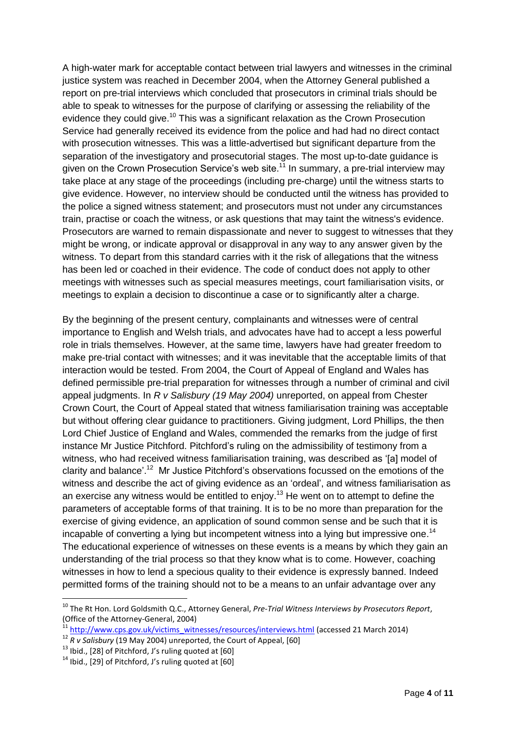A high-water mark for acceptable contact between trial lawyers and witnesses in the criminal justice system was reached in December 2004, when the Attorney General published a report on pre-trial interviews which concluded that prosecutors in criminal trials should be able to speak to witnesses for the purpose of clarifying or assessing the reliability of the evidence they could give.[10] This was a significant relaxation as the Crown Prosecution Service had generally received its evidence from the police and had had no direct contact with prosecution witnesses. This was a little-advertised but significant departure from the separation of the investigatory and prosecutorial stages. The most up-to-date guidance is given on the Crown Prosecution Service's web site.[11] In summary, a pre-trial interview may take place at any stage of the proceedings (including pre-charge) until the witness starts to give evidence. However, no interview should be conducted until the witness has provided to the police a signed witness statement; and prosecutors must not under any circumstances train, practise or coach the witness, or ask questions that may taint the witness's evidence. Prosecutors are warned to remain dispassionate and never to suggest to witnesses that they might be wrong, or indicate approval or disapproval in any way to any answer given by the witness. To depart from this standard carries with it the risk of allegations that the witness has been led or coached in their evidence. The code of conduct does not apply to other meetings with witnesses such as special measures meetings, court familiarisation visits, or meetings to explain a decision to discontinue a case or to significantly alter a charge.

By the beginning of the present century, complainants and witnesses were of central importance to English and Welsh trials, and advocates have had to accept a less powerful role in trials themselves. However, at the same time, lawyers have had greater freedom to make pre-trial contact with witnesses; and it was inevitable that the acceptable limits of that interaction would be tested. From 2004, the Court of Appeal of England and Wales has defined permissible pre-trial preparation for witnesses through a number of criminal and civil appeal judgments. In *R v Salisbury (19 May 2004)* unreported, on appeal from Chester Crown Court, the Court of Appeal stated that witness familiarisation training was acceptable but without offering clear guidance to practitioners. Giving judgment, Lord Phillips, the then Lord Chief Justice of England and Wales, commended the remarks from the judge of first instance Mr Justice Pitchford. Pitchford's ruling on the admissibility of testimony from a witness, who had received witness familiarisation training, was described as '[a] model of clarity and balance'.[12] Mr Justice Pitchford's observations focussed on the emotions of the witness and describe the act of giving evidence as an 'ordeal', and witness familiarisation as an exercise any witness would be entitled to enjoy.[13] He went on to attempt to define the parameters of acceptable forms of that training. It is to be no more than preparation for the exercise of giving evidence, an application of sound common sense and be such that it is incapable of converting a lying but incompetent witness into a lying but impressive one.[14] The educational experience of witnesses on these events is a means by which they gain an understanding of the trial process so that they know what is to come. However, coaching witnesses in how to lend a specious quality to their evidence is expressly banned. Indeed permitted forms of the training should not to be a means to an unfair advantage over any

---

[10] The Rt Hon. Lord Goldsmith Q.C., Attorney General, *Pre-Trial Witness Interviews by Prosecutors Report*, (Office of the Attorney-General, 2004)

[11] http://www.cps.gov.uk/victims_witnesses/resources/interviews.html (accessed 21 March 2014)

[12] *R v Salisbury* (19 May 2004) unreported, the Court of Appeal, [60]

[13] Ibid., [28] of Pitchford, J's ruling quoted at [60]

[14] Ibid., [29] of Pitchford, J's ruling quoted at [60]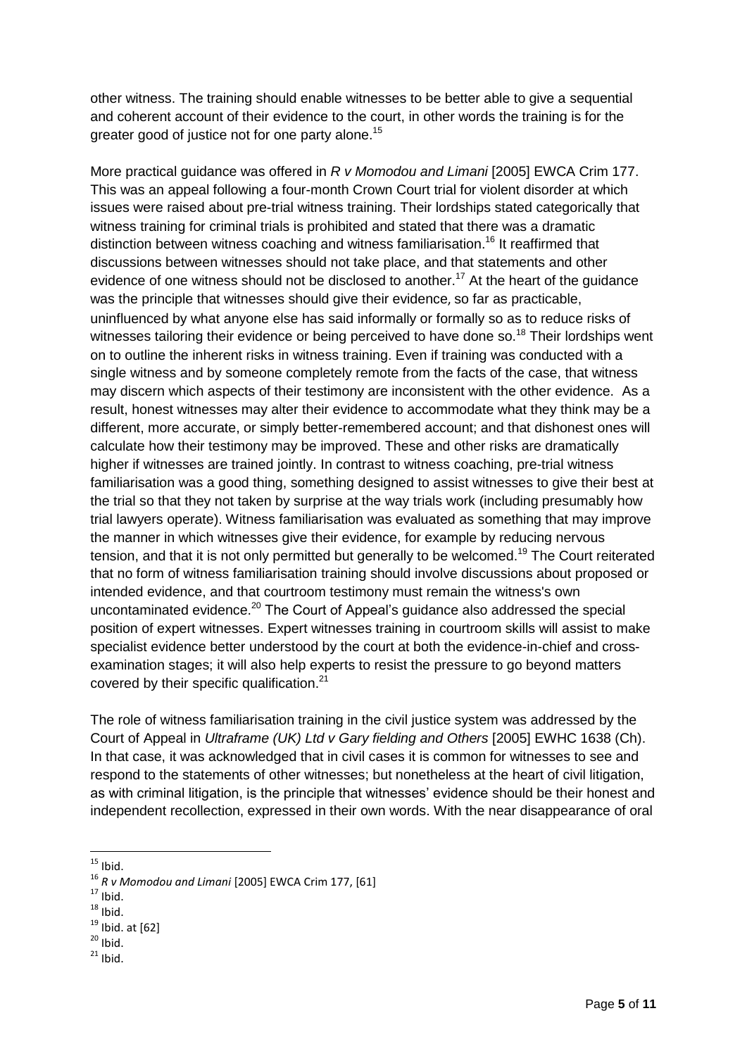other witness. The training should enable witnesses to be better able to give a sequential and coherent account of their evidence to the court, in other words the training is for the greater good of justice not for one party alone.[15]

More practical guidance was offered in *R v Momodou and Limani* [2005] EWCA Crim 177. This was an appeal following a four-month Crown Court trial for violent disorder at which issues were raised about pre-trial witness training. Their lordships stated categorically that witness training for criminal trials is prohibited and stated that there was a dramatic distinction between witness coaching and witness familiarisation.[16] It reaffirmed that discussions between witnesses should not take place, and that statements and other evidence of one witness should not be disclosed to another.[17] At the heart of the guidance was the principle that witnesses should give their evidence, so far as practicable, uninfluenced by what anyone else has said informally or formally so as to reduce risks of witnesses tailoring their evidence or being perceived to have done so.[18] Their lordships went on to outline the inherent risks in witness training. Even if training was conducted with a single witness and by someone completely remote from the facts of the case, that witness may discern which aspects of their testimony are inconsistent with the other evidence. As a result, honest witnesses may alter their evidence to accommodate what they think may be a different, more accurate, or simply better-remembered account; and that dishonest ones will calculate how their testimony may be improved. These and other risks are dramatically higher if witnesses are trained jointly. In contrast to witness coaching, pre-trial witness familiarisation was a good thing, something designed to assist witnesses to give their best at the trial so that they not taken by surprise at the way trials work (including presumably how trial lawyers operate). Witness familiarisation was evaluated as something that may improve the manner in which witnesses give their evidence, for example by reducing nervous tension, and that it is not only permitted but generally to be welcomed.[19] The Court reiterated that no form of witness familiarisation training should involve discussions about proposed or intended evidence, and that courtroom testimony must remain the witness's own uncontaminated evidence.[20] The Court of Appeal's guidance also addressed the special position of expert witnesses. Expert witnesses training in courtroom skills will assist to make specialist evidence better understood by the court at both the evidence-in-chief and cross-examination stages; it will also help experts to resist the pressure to go beyond matters covered by their specific qualification.[21]

The role of witness familiarisation training in the civil justice system was addressed by the Court of Appeal in *Ultraframe (UK) Ltd v Gary fielding and Others* [2005] EWHC 1638 (Ch). In that case, it was acknowledged that in civil cases it is common for witnesses to see and respond to the statements of other witnesses; but nonetheless at the heart of civil litigation, as with criminal litigation, is the principle that witnesses' evidence should be their honest and independent recollection, expressed in their own words. With the near disappearance of oral

---

[15] Ibid.

[16] *R v Momodou and Limani* [2005] EWCA Crim 177, [61]

[17] Ibid.

[18] Ibid.

[19] Ibid. at [62]

[20] Ibid.

[21] Ibid.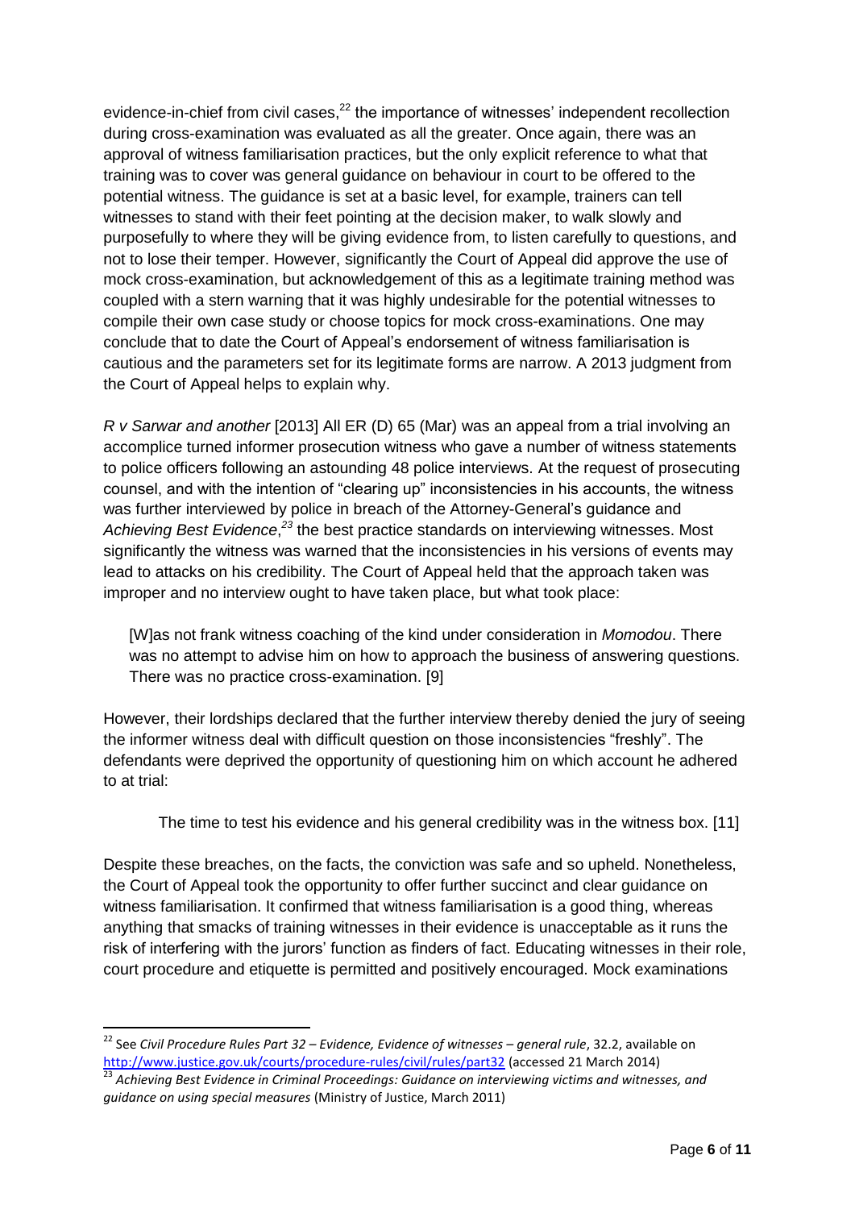evidence-in-chief from civil cases,[22] the importance of witnesses' independent recollection during cross-examination was evaluated as all the greater. Once again, there was an approval of witness familiarisation practices, but the only explicit reference to what that training was to cover was general guidance on behaviour in court to be offered to the potential witness. The guidance is set at a basic level, for example, trainers can tell witnesses to stand with their feet pointing at the decision maker, to walk slowly and purposefully to where they will be giving evidence from, to listen carefully to questions, and not to lose their temper. However, significantly the Court of Appeal did approve the use of mock cross-examination, but acknowledgement of this as a legitimate training method was coupled with a stern warning that it was highly undesirable for the potential witnesses to compile their own case study or choose topics for mock cross-examinations. One may conclude that to date the Court of Appeal's endorsement of witness familiarisation is cautious and the parameters set for its legitimate forms are narrow. A 2013 judgment from the Court of Appeal helps to explain why.

*R v Sarwar and another* [2013] All ER (D) 65 (Mar) was an appeal from a trial involving an accomplice turned informer prosecution witness who gave a number of witness statements to police officers following an astounding 48 police interviews. At the request of prosecuting counsel, and with the intention of "clearing up" inconsistencies in his accounts, the witness was further interviewed by police in breach of the Attorney-General's guidance and *Achieving Best Evidence*,[23] the best practice standards on interviewing witnesses. Most significantly the witness was warned that the inconsistencies in his versions of events may lead to attacks on his credibility. The Court of Appeal held that the approach taken was improper and no interview ought to have taken place, but what took place:

> [W]as not frank witness coaching of the kind under consideration in *Momodou*. There was no attempt to advise him on how to approach the business of answering questions. There was no practice cross-examination. [9]

However, their lordships declared that the further interview thereby denied the jury of seeing the informer witness deal with difficult question on those inconsistencies "freshly". The defendants were deprived the opportunity of questioning him on which account he adhered to at trial:

> The time to test his evidence and his general credibility was in the witness box. [11]

Despite these breaches, on the facts, the conviction was safe and so upheld. Nonetheless, the Court of Appeal took the opportunity to offer further succinct and clear guidance on witness familiarisation. It confirmed that witness familiarisation is a good thing, whereas anything that smacks of training witnesses in their evidence is unacceptable as it runs the risk of interfering with the jurors' function as finders of fact. Educating witnesses in their role, court procedure and etiquette is permitted and positively encouraged. Mock examinations

---

[22] See *Civil Procedure Rules Part 32 – Evidence, Evidence of witnesses – general rule*, 32.2, available on http://www.justice.gov.uk/courts/procedure-rules/civil/rules/part32 (accessed 21 March 2014)

[23] *Achieving Best Evidence in Criminal Proceedings: Guidance on interviewing victims and witnesses, and guidance on using special measures* (Ministry of Justice, March 2011)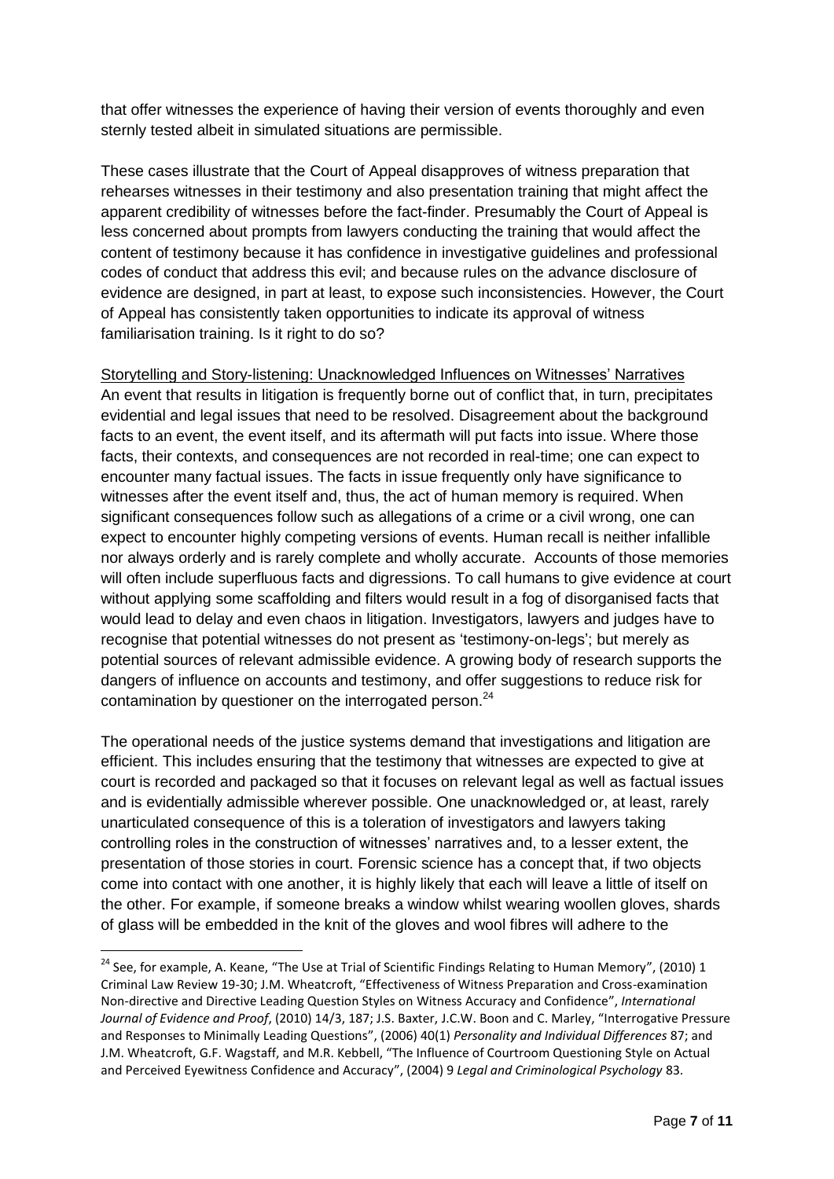that offer witnesses the experience of having their version of events thoroughly and even sternly tested albeit in simulated situations are permissible.

These cases illustrate that the Court of Appeal disapproves of witness preparation that rehearses witnesses in their testimony and also presentation training that might affect the apparent credibility of witnesses before the fact-finder. Presumably the Court of Appeal is less concerned about prompts from lawyers conducting the training that would affect the content of testimony because it has confidence in investigative guidelines and professional codes of conduct that address this evil; and because rules on the advance disclosure of evidence are designed, in part at least, to expose such inconsistencies. However, the Court of Appeal has consistently taken opportunities to indicate its approval of witness familiarisation training. Is it right to do so?

Storytelling and Story-listening: Unacknowledged Influences on Witnesses' Narratives

An event that results in litigation is frequently borne out of conflict that, in turn, precipitates evidential and legal issues that need to be resolved. Disagreement about the background facts to an event, the event itself, and its aftermath will put facts into issue. Where those facts, their contexts, and consequences are not recorded in real-time; one can expect to encounter many factual issues. The facts in issue frequently only have significance to witnesses after the event itself and, thus, the act of human memory is required. When significant consequences follow such as allegations of a crime or a civil wrong, one can expect to encounter highly competing versions of events. Human recall is neither infallible nor always orderly and is rarely complete and wholly accurate. Accounts of those memories will often include superfluous facts and digressions. To call humans to give evidence at court without applying some scaffolding and filters would result in a fog of disorganised facts that would lead to delay and even chaos in litigation. Investigators, lawyers and judges have to recognise that potential witnesses do not present as 'testimony-on-legs'; but merely as potential sources of relevant admissible evidence. A growing body of research supports the dangers of influence on accounts and testimony, and offer suggestions to reduce risk for contamination by questioner on the interrogated person.[24]

The operational needs of the justice systems demand that investigations and litigation are efficient. This includes ensuring that the testimony that witnesses are expected to give at court is recorded and packaged so that it focuses on relevant legal as well as factual issues and is evidentially admissible wherever possible. One unacknowledged or, at least, rarely unarticulated consequence of this is a toleration of investigators and lawyers taking controlling roles in the construction of witnesses' narratives and, to a lesser extent, the presentation of those stories in court. Forensic science has a concept that, if two objects come into contact with one another, it is highly likely that each will leave a little of itself on the other. For example, if someone breaks a window whilst wearing woollen gloves, shards of glass will be embedded in the knit of the gloves and wool fibres will adhere to the

---

[24] See, for example, A. Keane, "The Use at Trial of Scientific Findings Relating to Human Memory", (2010) 1 Criminal Law Review 19-30; J.M. Wheatcroft, "Effectiveness of Witness Preparation and Cross-examination Non-directive and Directive Leading Question Styles on Witness Accuracy and Confidence", *International Journal of Evidence and Proof*, (2010) 14/3, 187; J.S. Baxter, J.C.W. Boon and C. Marley, "Interrogative Pressure and Responses to Minimally Leading Questions", (2006) 40(1) *Personality and Individual Differences* 87; and J.M. Wheatcroft, G.F. Wagstaff, and M.R. Kebbell, "The Influence of Courtroom Questioning Style on Actual and Perceived Eyewitness Confidence and Accuracy", (2004) 9 *Legal and Criminological Psychology* 83.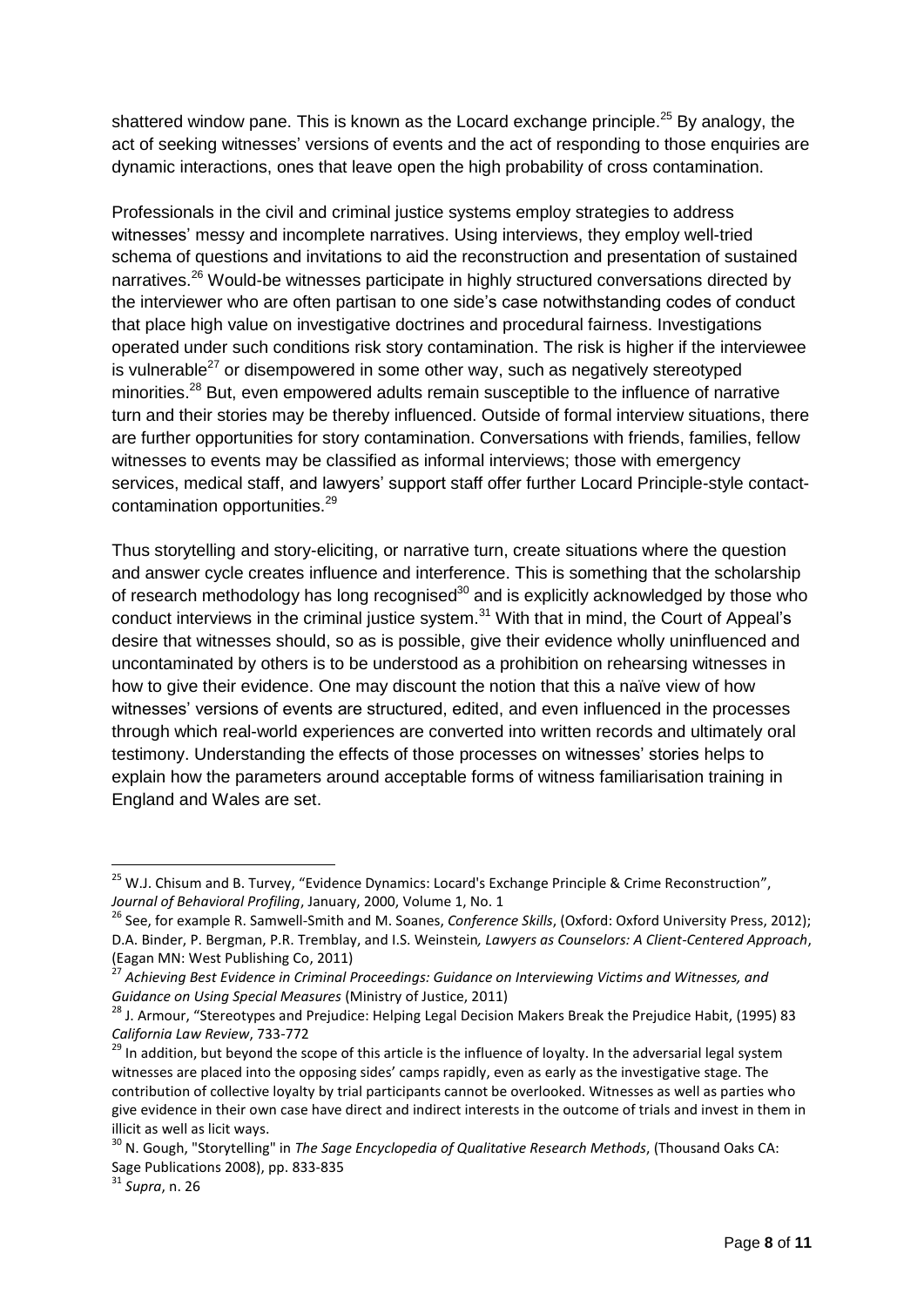shattered window pane. This is known as the Locard exchange principle.[25] By analogy, the act of seeking witnesses' versions of events and the act of responding to those enquiries are dynamic interactions, ones that leave open the high probability of cross contamination.

Professionals in the civil and criminal justice systems employ strategies to address witnesses' messy and incomplete narratives. Using interviews, they employ well-tried schema of questions and invitations to aid the reconstruction and presentation of sustained narratives.[26] Would-be witnesses participate in highly structured conversations directed by the interviewer who are often partisan to one side's case notwithstanding codes of conduct that place high value on investigative doctrines and procedural fairness. Investigations operated under such conditions risk story contamination. The risk is higher if the interviewee is vulnerable[27] or disempowered in some other way, such as negatively stereotyped minorities.[28] But, even empowered adults remain susceptible to the influence of narrative turn and their stories may be thereby influenced. Outside of formal interview situations, there are further opportunities for story contamination. Conversations with friends, families, fellow witnesses to events may be classified as informal interviews; those with emergency services, medical staff, and lawyers' support staff offer further Locard Principle-style contact-contamination opportunities.[29]

Thus storytelling and story-eliciting, or narrative turn, create situations where the question and answer cycle creates influence and interference. This is something that the scholarship of research methodology has long recognised[30] and is explicitly acknowledged by those who conduct interviews in the criminal justice system.[31] With that in mind, the Court of Appeal's desire that witnesses should, so as is possible, give their evidence wholly uninfluenced and uncontaminated by others is to be understood as a prohibition on rehearsing witnesses in how to give their evidence. One may discount the notion that this a naïve view of how witnesses' versions of events are structured, edited, and even influenced in the processes through which real-world experiences are converted into written records and ultimately oral testimony. Understanding the effects of those processes on witnesses' stories helps to explain how the parameters around acceptable forms of witness familiarisation training in England and Wales are set.

---

[25] W.J. Chisum and B. Turvey, "Evidence Dynamics: Locard's Exchange Principle & Crime Reconstruction", *Journal of Behavioral Profiling*, January, 2000, Volume 1, No. 1

[26] See, for example R. Samwell-Smith and M. Soanes, *Conference Skills*, (Oxford: Oxford University Press, 2012); D.A. Binder, P. Bergman, P.R. Tremblay, and I.S. Weinstein*, Lawyers as Counselors: A Client-Centered Approach*, (Eagan MN: West Publishing Co, 2011)

[27] *Achieving Best Evidence in Criminal Proceedings: Guidance on Interviewing Victims and Witnesses, and Guidance on Using Special Measures* (Ministry of Justice, 2011)

[28] J. Armour, "Stereotypes and Prejudice: Helping Legal Decision Makers Break the Prejudice Habit, (1995) 83 *California Law Review*, 733-772

[29] In addition, but beyond the scope of this article is the influence of loyalty. In the adversarial legal system witnesses are placed into the opposing sides' camps rapidly, even as early as the investigative stage. The contribution of collective loyalty by trial participants cannot be overlooked. Witnesses as well as parties who give evidence in their own case have direct and indirect interests in the outcome of trials and invest in them in illicit as well as licit ways.

[30] N. Gough, "Storytelling" in *The Sage Encyclopedia of Qualitative Research Methods*, (Thousand Oaks CA: Sage Publications 2008), pp. 833-835

[31] *Supra*, n. 26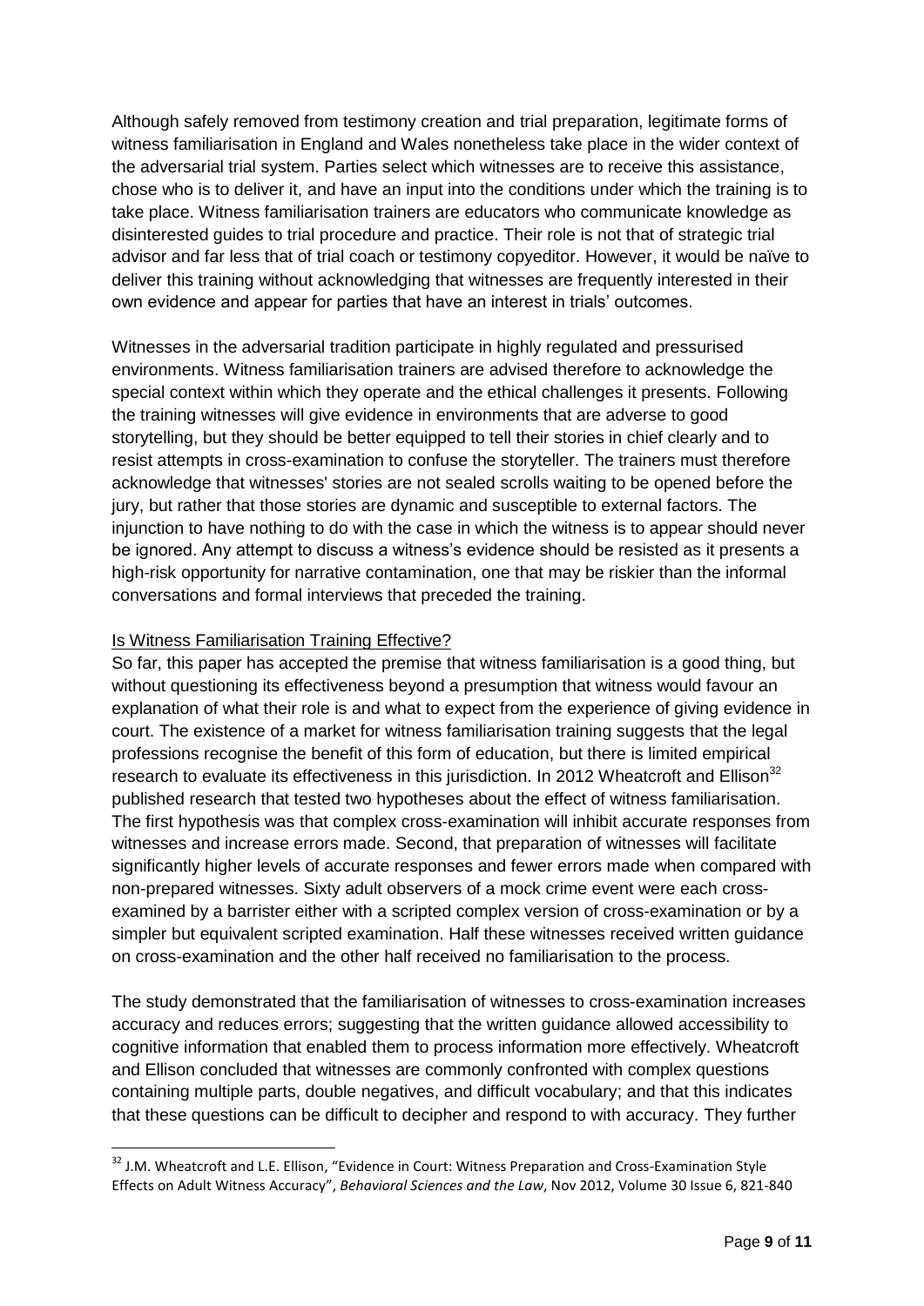Although safely removed from testimony creation and trial preparation, legitimate forms of witness familiarisation in England and Wales nonetheless take place in the wider context of the adversarial trial system. Parties select which witnesses are to receive this assistance, chose who is to deliver it, and have an input into the conditions under which the training is to take place. Witness familiarisation trainers are educators who communicate knowledge as disinterested guides to trial procedure and practice. Their role is not that of strategic trial advisor and far less that of trial coach or testimony copyeditor. However, it would be naïve to deliver this training without acknowledging that witnesses are frequently interested in their own evidence and appear for parties that have an interest in trials' outcomes.

Witnesses in the adversarial tradition participate in highly regulated and pressurised environments. Witness familiarisation trainers are advised therefore to acknowledge the special context within which they operate and the ethical challenges it presents. Following the training witnesses will give evidence in environments that are adverse to good storytelling, but they should be better equipped to tell their stories in chief clearly and to resist attempts in cross-examination to confuse the storyteller. The trainers must therefore acknowledge that witnesses' stories are not sealed scrolls waiting to be opened before the jury, but rather that those stories are dynamic and susceptible to external factors. The injunction to have nothing to do with the case in which the witness is to appear should never be ignored. Any attempt to discuss a witness's evidence should be resisted as it presents a high-risk opportunity for narrative contamination, one that may be riskier than the informal conversations and formal interviews that preceded the training.

## Is Witness Familiarisation Training Effective?

So far, this paper has accepted the premise that witness familiarisation is a good thing, but without questioning its effectiveness beyond a presumption that witness would favour an explanation of what their role is and what to expect from the experience of giving evidence in court. The existence of a market for witness familiarisation training suggests that the legal professions recognise the benefit of this form of education, but there is limited empirical research to evaluate its effectiveness in this jurisdiction. In 2012 Wheatcroft and Ellison[32] published research that tested two hypotheses about the effect of witness familiarisation. The first hypothesis was that complex cross-examination will inhibit accurate responses from witnesses and increase errors made. Second, that preparation of witnesses will facilitate significantly higher levels of accurate responses and fewer errors made when compared with non-prepared witnesses. Sixty adult observers of a mock crime event were each cross-examined by a barrister either with a scripted complex version of cross-examination or by a simpler but equivalent scripted examination. Half these witnesses received written guidance on cross-examination and the other half received no familiarisation to the process.

The study demonstrated that the familiarisation of witnesses to cross-examination increases accuracy and reduces errors; suggesting that the written guidance allowed accessibility to cognitive information that enabled them to process information more effectively. Wheatcroft and Ellison concluded that witnesses are commonly confronted with complex questions containing multiple parts, double negatives, and difficult vocabulary; and that this indicates that these questions can be difficult to decipher and respond to with accuracy. They further

---

[32] J.M. Wheatcroft and L.E. Ellison, "Evidence in Court: Witness Preparation and Cross-Examination Style Effects on Adult Witness Accuracy", *Behavioral Sciences and the Law*, Nov 2012, Volume 30 Issue 6, 821-840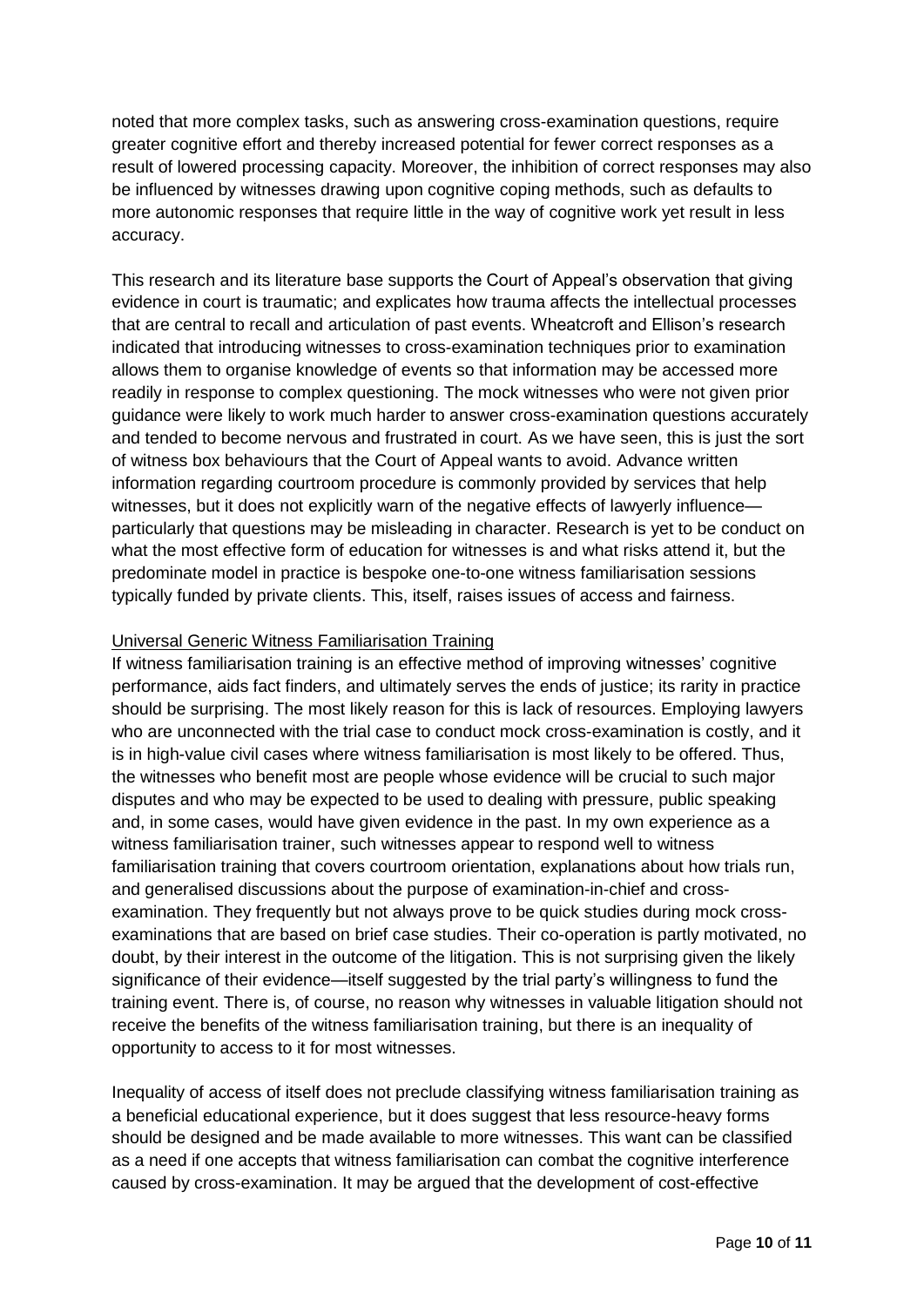noted that more complex tasks, such as answering cross-examination questions, require greater cognitive effort and thereby increased potential for fewer correct responses as a result of lowered processing capacity. Moreover, the inhibition of correct responses may also be influenced by witnesses drawing upon cognitive coping methods, such as defaults to more autonomic responses that require little in the way of cognitive work yet result in less accuracy.

This research and its literature base supports the Court of Appeal's observation that giving evidence in court is traumatic; and explicates how trauma affects the intellectual processes that are central to recall and articulation of past events. Wheatcroft and Ellison's research indicated that introducing witnesses to cross-examination techniques prior to examination allows them to organise knowledge of events so that information may be accessed more readily in response to complex questioning. The mock witnesses who were not given prior guidance were likely to work much harder to answer cross-examination questions accurately and tended to become nervous and frustrated in court. As we have seen, this is just the sort of witness box behaviours that the Court of Appeal wants to avoid. Advance written information regarding courtroom procedure is commonly provided by services that help witnesses, but it does not explicitly warn of the negative effects of lawyerly influence—particularly that questions may be misleading in character. Research is yet to be conduct on what the most effective form of education for witnesses is and what risks attend it, but the predominate model in practice is bespoke one-to-one witness familiarisation sessions typically funded by private clients. This, itself, raises issues of access and fairness.

<u>Universal Generic Witness Familiarisation Training</u>

If witness familiarisation training is an effective method of improving witnesses' cognitive performance, aids fact finders, and ultimately serves the ends of justice; its rarity in practice should be surprising. The most likely reason for this is lack of resources. Employing lawyers who are unconnected with the trial case to conduct mock cross-examination is costly, and it is in high-value civil cases where witness familiarisation is most likely to be offered. Thus, the witnesses who benefit most are people whose evidence will be crucial to such major disputes and who may be expected to be used to dealing with pressure, public speaking and, in some cases, would have given evidence in the past. In my own experience as a witness familiarisation trainer, such witnesses appear to respond well to witness familiarisation training that covers courtroom orientation, explanations about how trials run, and generalised discussions about the purpose of examination-in-chief and cross-examination. They frequently but not always prove to be quick studies during mock cross-examinations that are based on brief case studies. Their co-operation is partly motivated, no doubt, by their interest in the outcome of the litigation. This is not surprising given the likely significance of their evidence—itself suggested by the trial party's willingness to fund the training event. There is, of course, no reason why witnesses in valuable litigation should not receive the benefits of the witness familiarisation training, but there is an inequality of opportunity to access to it for most witnesses.

Inequality of access of itself does not preclude classifying witness familiarisation training as a beneficial educational experience, but it does suggest that less resource-heavy forms should be designed and be made available to more witnesses. This want can be classified as a need if one accepts that witness familiarisation can combat the cognitive interference caused by cross-examination. It may be argued that the development of cost-effective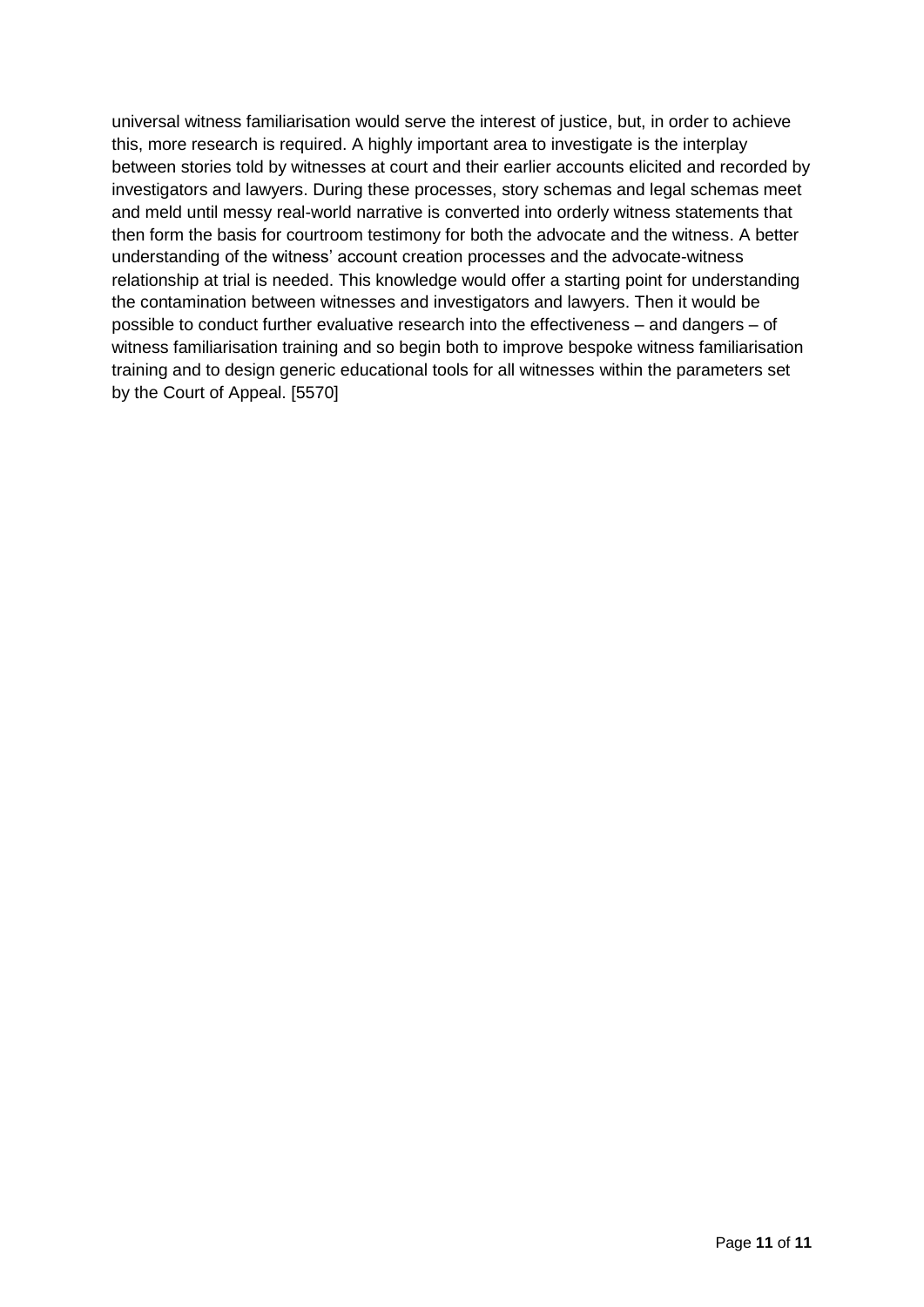universal witness familiarisation would serve the interest of justice, but, in order to achieve this, more research is required. A highly important area to investigate is the interplay between stories told by witnesses at court and their earlier accounts elicited and recorded by investigators and lawyers. During these processes, story schemas and legal schemas meet and meld until messy real-world narrative is converted into orderly witness statements that then form the basis for courtroom testimony for both the advocate and the witness. A better understanding of the witness' account creation processes and the advocate-witness relationship at trial is needed. This knowledge would offer a starting point for understanding the contamination between witnesses and investigators and lawyers. Then it would be possible to conduct further evaluative research into the effectiveness – and dangers – of witness familiarisation training and so begin both to improve bespoke witness familiarisation training and to design generic educational tools for all witnesses within the parameters set by the Court of Appeal. [5570]